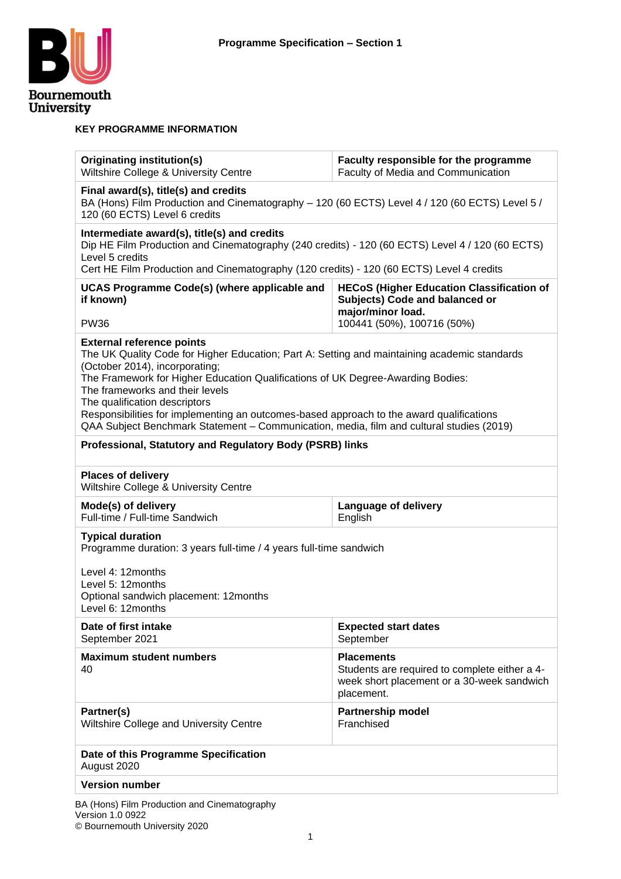**Programme Specification – Section 1**

**KEY PROGRAMME INFORMATION**

| **Originating institution(s)**<br>Wiltshire College & University Centre | **Faculty responsible for the programme**<br>Faculty of Media and Communication |
|---|---|
| **Final award(s), title(s) and credits**<br>BA (Hons) Film Production and Cinematography – 120 (60 ECTS) Level 4 / 120 (60 ECTS) Level 5 / 120 (60 ECTS) Level 6 credits | |
| **Intermediate award(s), title(s) and credits**<br>Dip HE Film Production and Cinematography (240 credits) - 120 (60 ECTS) Level 4 / 120 (60 ECTS) Level 5 credits<br>Cert HE Film Production and Cinematography (120 credits) - 120 (60 ECTS) Level 4 credits | |
| **UCAS Programme Code(s) (where applicable and if known)**<br>PW36 | **HECoS (Higher Education Classification of Subjects) Code and balanced or major/minor load.**<br>100441 (50%), 100716 (50%) |
| **External reference points**<br>The UK Quality Code for Higher Education; Part A: Setting and maintaining academic standards (October 2014), incorporating;<br>The Framework for Higher Education Qualifications of UK Degree-Awarding Bodies:<br>The frameworks and their levels<br>The qualification descriptors<br>Responsibilities for implementing an outcomes-based approach to the award qualifications<br>QAA Subject Benchmark Statement – Communication, media, film and cultural studies (2019) | |
| **Professional, Statutory and Regulatory Body (PSRB) links** | |
| **Places of delivery**<br>Wiltshire College & University Centre | |
| **Mode(s) of delivery**<br>Full-time / Full-time Sandwich | **Language of delivery**<br>English |
| **Typical duration**<br>Programme duration: 3 years full-time / 4 years full-time sandwich<br><br>Level 4: 12months<br>Level 5: 12months<br>Optional sandwich placement: 12months<br>Level 6: 12months | |
| **Date of first intake**<br>September 2021 | **Expected start dates**<br>September |
| **Maximum student numbers**<br>40 | **Placements**<br>Students are required to complete either a 4-week short placement or a 30-week sandwich placement. |
| **Partner(s)**<br>Wiltshire College and University Centre | **Partnership model**<br>Franchised |
| **Date of this Programme Specification**<br>August 2020 | |
| **Version number** | |

BA (Hons) Film Production and Cinematography
Version 1.0 0922
© Bournemouth University 2020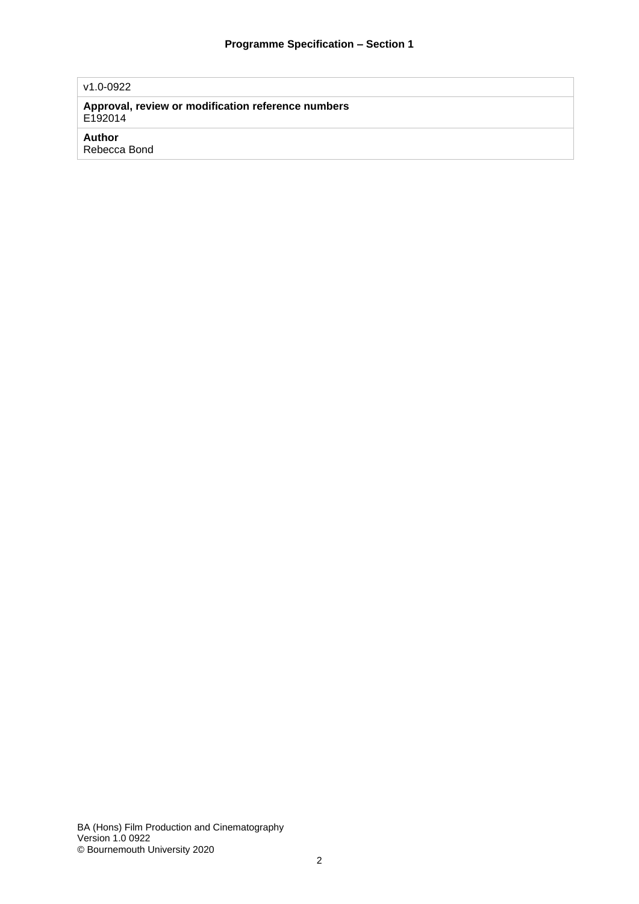v1.0-0922

**Approval, review or modification reference numbers**
E192014

**Author**
Rebecca Bond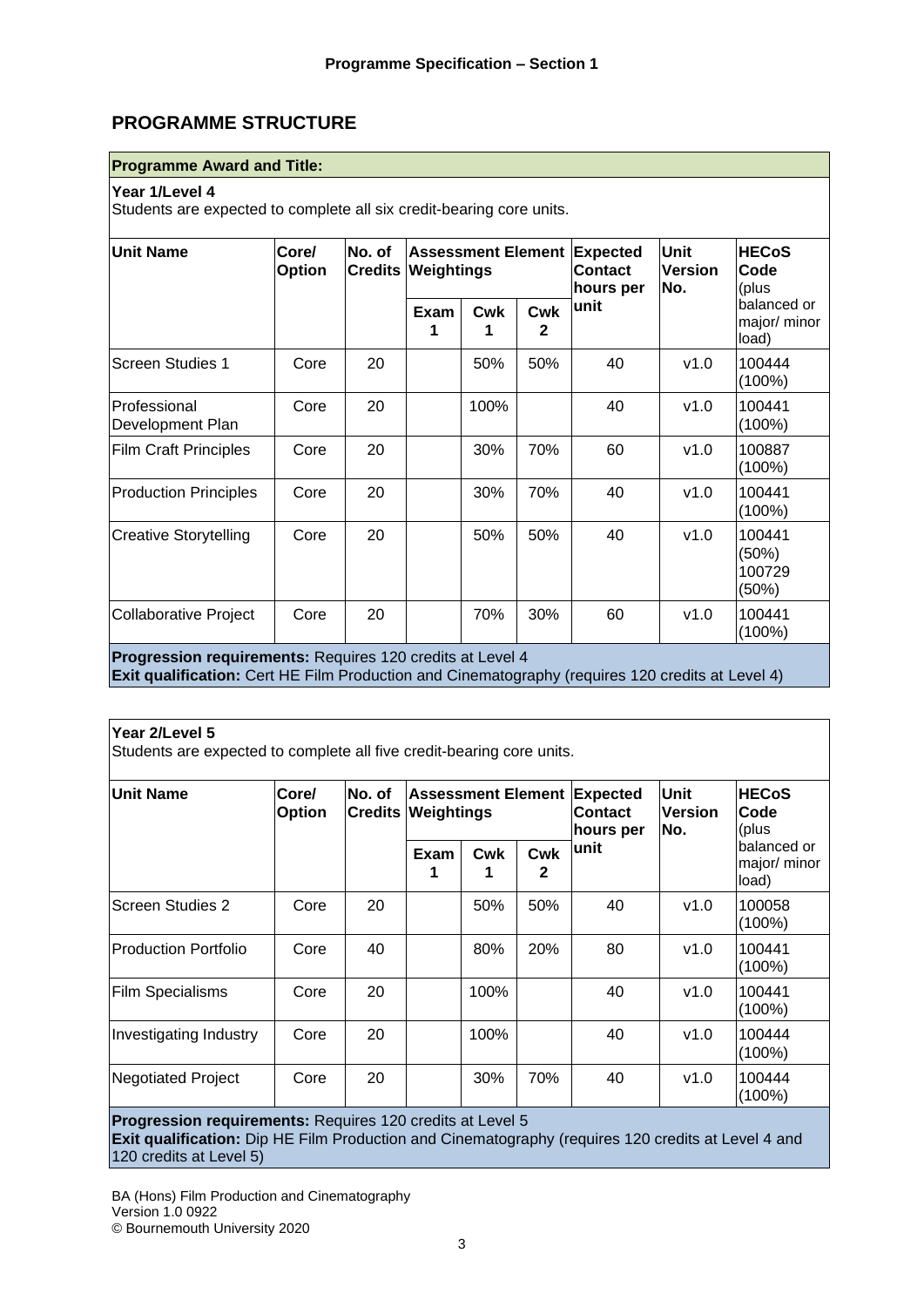## PROGRAMME STRUCTURE

| **Programme Award and Title:** | | | | | | | | |
|---|---|---|---|---|---|---|---|---|

**Year 1/Level 4**

Students are expected to complete all six credit-bearing core units.

| Unit Name | Core/ Option | No. of Credits | Assessment Element Weightings | | | Expected Contact hours per unit | Unit Version No. | HECoS Code (plus balanced or major/ minor load) |
|---|---|---|---|---|---|---|---|---|
| | | | Exam 1 | Cwk 1 | Cwk 2 | | | |
| Screen Studies 1 | Core | 20 | | 50% | 50% | 40 | v1.0 | 100444 (100%) |
| Professional Development Plan | Core | 20 | | 100% | | 40 | v1.0 | 100441 (100%) |
| Film Craft Principles | Core | 20 | | 30% | 70% | 60 | v1.0 | 100887 (100%) |
| Production Principles | Core | 20 | | 30% | 70% | 40 | v1.0 | 100441 (100%) |
| Creative Storytelling | Core | 20 | | 50% | 50% | 40 | v1.0 | 100441 (50%) 100729 (50%) |
| Collaborative Project | Core | 20 | | 70% | 30% | 60 | v1.0 | 100441 (100%) |

**Progression requirements:** Requires 120 credits at Level 4

**Exit qualification:** Cert HE Film Production and Cinematography (requires 120 credits at Level 4)

**Year 2/Level 5**

Students are expected to complete all five credit-bearing core units.

| Unit Name | Core/ Option | No. of Credits | Assessment Element Weightings | | | Expected Contact hours per unit | Unit Version No. | HECoS Code (plus balanced or major/ minor load) |
|---|---|---|---|---|---|---|---|---|
| | | | Exam 1 | Cwk 1 | Cwk 2 | | | |
| Screen Studies 2 | Core | 20 | | 50% | 50% | 40 | v1.0 | 100058 (100%) |
| Production Portfolio | Core | 40 | | 80% | 20% | 80 | v1.0 | 100441 (100%) |
| Film Specialisms | Core | 20 | | 100% | | 40 | v1.0 | 100441 (100%) |
| Investigating Industry | Core | 20 | | 100% | | 40 | v1.0 | 100444 (100%) |
| Negotiated Project | Core | 20 | | 30% | 70% | 40 | v1.0 | 100444 (100%) |

**Progression requirements:** Requires 120 credits at Level 5

**Exit qualification:** Dip HE Film Production and Cinematography (requires 120 credits at Level 4 and 120 credits at Level 5)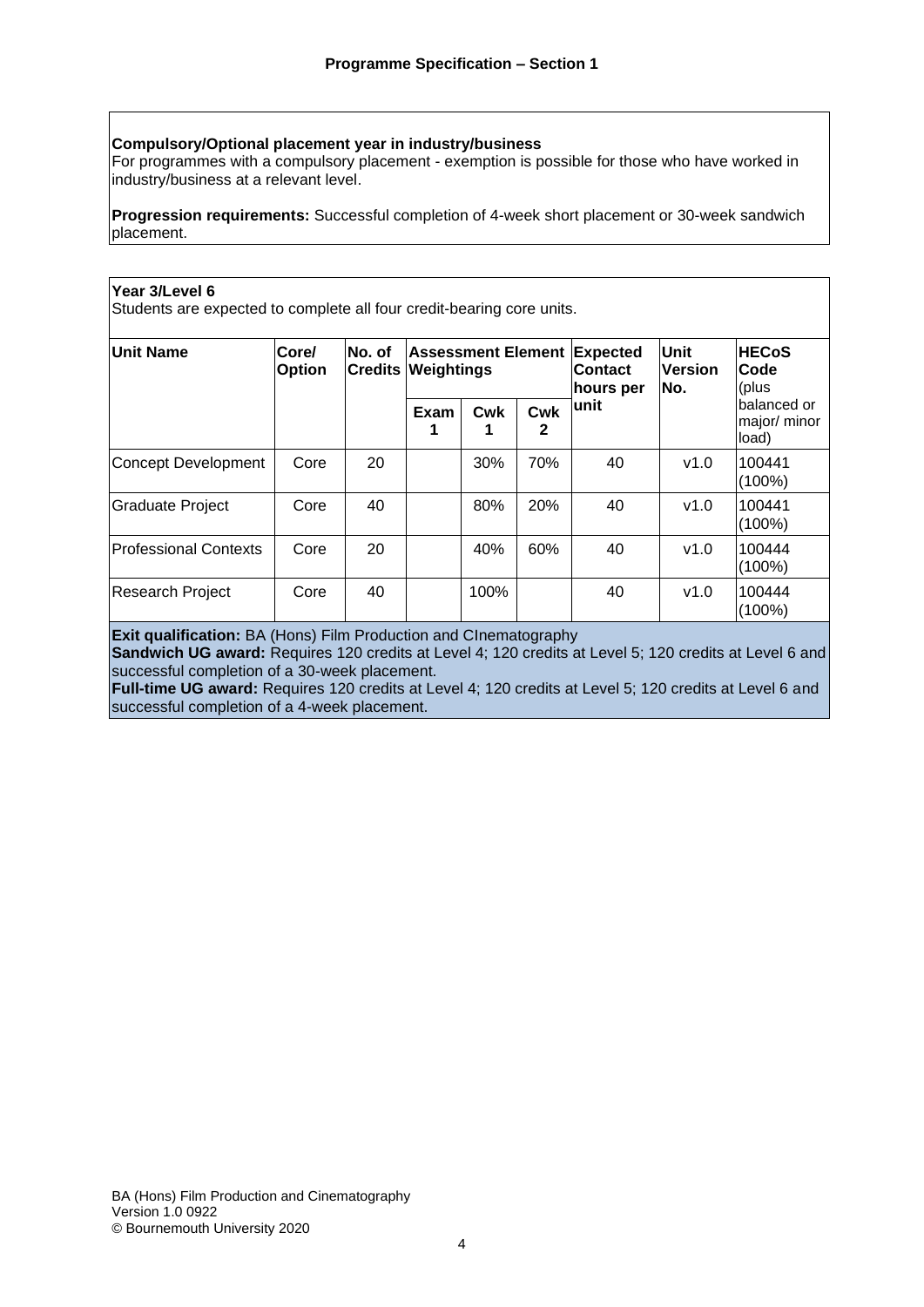## Programme Specification – Section 1

**Compulsory/Optional placement year in industry/business**
For programmes with a compulsory placement - exemption is possible for those who have worked in industry/business at a relevant level.

**Progression requirements:** Successful completion of 4-week short placement or 30-week sandwich placement.

**Year 3/Level 6**
Students are expected to complete all four credit-bearing core units.

| Unit Name | Core/ Option | No. of Credits | Assessment Element Weightings | | | Expected Contact hours per unit | Unit Version No. | HECoS Code (plus balanced or major/ minor load) |
|---|---|---|---|---|---|---|---|---|
| | | | Exam 1 | Cwk 1 | Cwk 2 | | | |
| Concept Development | Core | 20 | | 30% | 70% | 40 | v1.0 | 100441 (100%) |
| Graduate Project | Core | 40 | | 80% | 20% | 40 | v1.0 | 100441 (100%) |
| Professional Contexts | Core | 20 | | 40% | 60% | 40 | v1.0 | 100444 (100%) |
| Research Project | Core | 40 | | 100% | | 40 | v1.0 | 100444 (100%) |

**Exit qualification:** BA (Hons) Film Production and CInematography
**Sandwich UG award:** Requires 120 credits at Level 4; 120 credits at Level 5; 120 credits at Level 6 and successful completion of a 30-week placement.
**Full-time UG award:** Requires 120 credits at Level 4; 120 credits at Level 5; 120 credits at Level 6 and successful completion of a 4-week placement.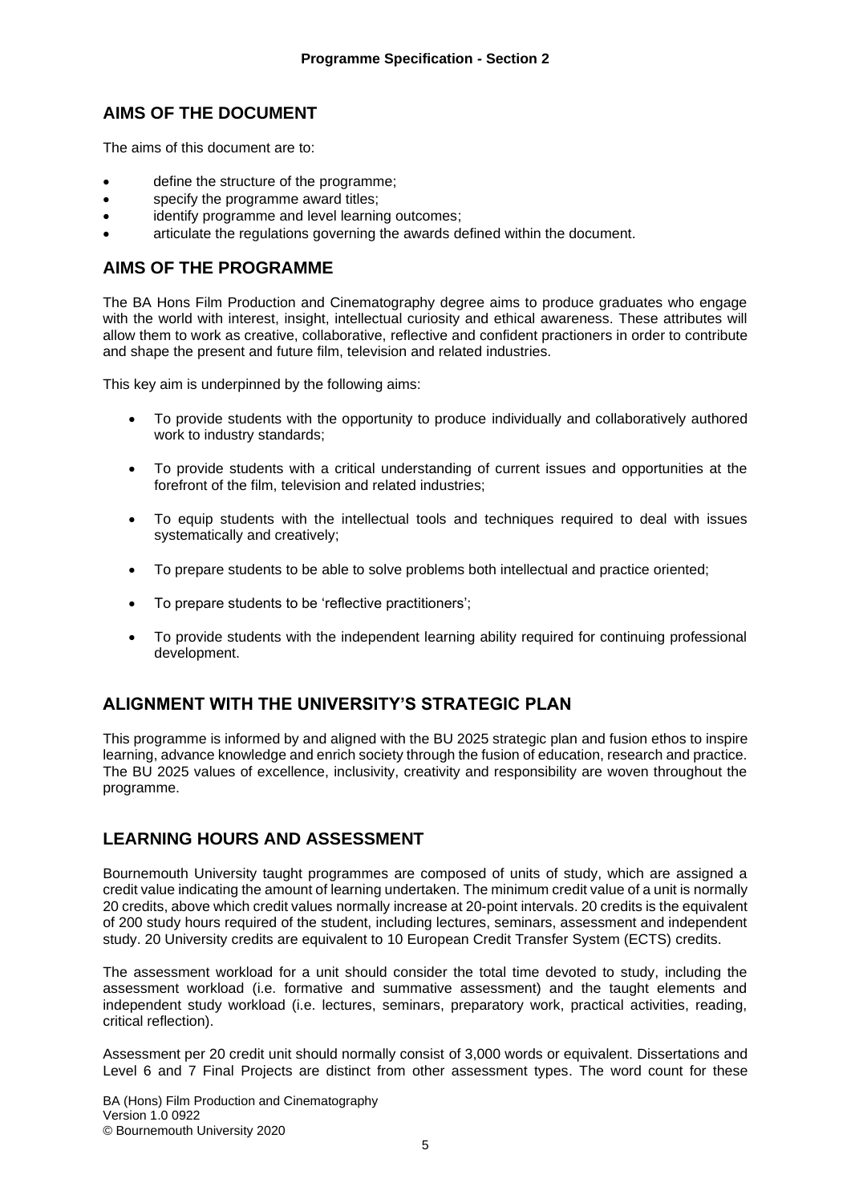## AIMS OF THE DOCUMENT

The aims of this document are to:

- define the structure of the programme;
- specify the programme award titles;
- identify programme and level learning outcomes;
- articulate the regulations governing the awards defined within the document.

## AIMS OF THE PROGRAMME

The BA Hons Film Production and Cinematography degree aims to produce graduates who engage with the world with interest, insight, intellectual curiosity and ethical awareness. These attributes will allow them to work as creative, collaborative, reflective and confident practioners in order to contribute and shape the present and future film, television and related industries.

This key aim is underpinned by the following aims:

- To provide students with the opportunity to produce individually and collaboratively authored work to industry standards;
- To provide students with a critical understanding of current issues and opportunities at the forefront of the film, television and related industries;
- To equip students with the intellectual tools and techniques required to deal with issues systematically and creatively;
- To prepare students to be able to solve problems both intellectual and practice oriented;
- To prepare students to be 'reflective practitioners';
- To provide students with the independent learning ability required for continuing professional development.

## ALIGNMENT WITH THE UNIVERSITY'S STRATEGIC PLAN

This programme is informed by and aligned with the BU 2025 strategic plan and fusion ethos to inspire learning, advance knowledge and enrich society through the fusion of education, research and practice. The BU 2025 values of excellence, inclusivity, creativity and responsibility are woven throughout the programme.

## LEARNING HOURS AND ASSESSMENT

Bournemouth University taught programmes are composed of units of study, which are assigned a credit value indicating the amount of learning undertaken. The minimum credit value of a unit is normally 20 credits, above which credit values normally increase at 20-point intervals. 20 credits is the equivalent of 200 study hours required of the student, including lectures, seminars, assessment and independent study. 20 University credits are equivalent to 10 European Credit Transfer System (ECTS) credits.

The assessment workload for a unit should consider the total time devoted to study, including the assessment workload (i.e. formative and summative assessment) and the taught elements and independent study workload (i.e. lectures, seminars, preparatory work, practical activities, reading, critical reflection).

Assessment per 20 credit unit should normally consist of 3,000 words or equivalent. Dissertations and Level 6 and 7 Final Projects are distinct from other assessment types. The word count for these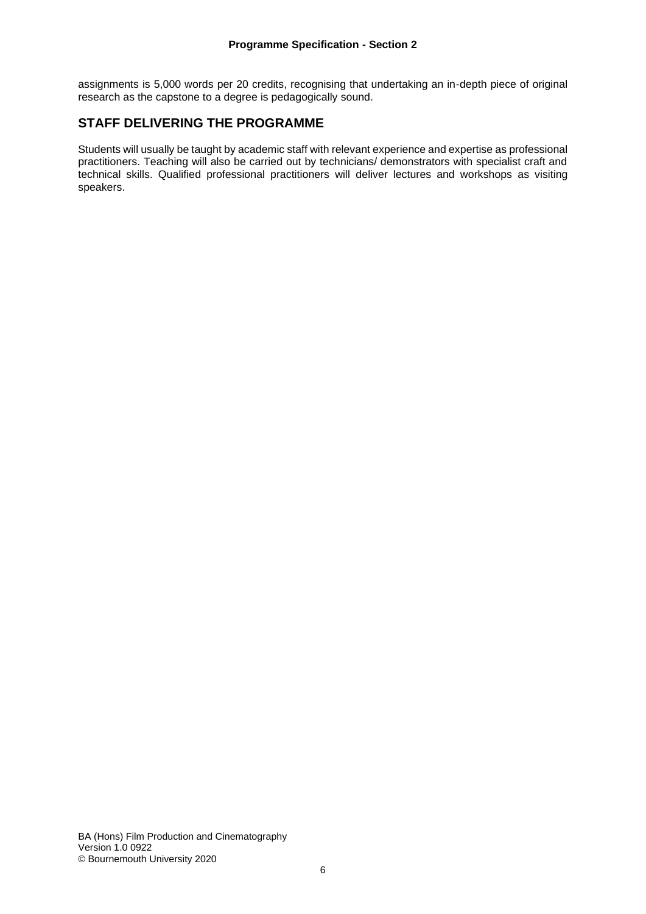assignments is 5,000 words per 20 credits, recognising that undertaking an in-depth piece of original research as the capstone to a degree is pedagogically sound.

## STAFF DELIVERING THE PROGRAMME

Students will usually be taught by academic staff with relevant experience and expertise as professional practitioners. Teaching will also be carried out by technicians/ demonstrators with specialist craft and technical skills. Qualified professional practitioners will deliver lectures and workshops as visiting speakers.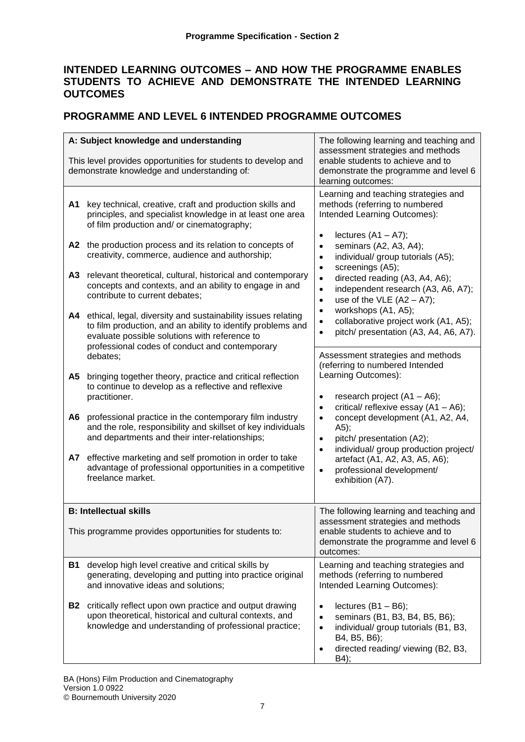**Programme Specification - Section 2**

## INTENDED LEARNING OUTCOMES – AND HOW THE PROGRAMME ENABLES STUDENTS TO ACHIEVE AND DEMONSTRATE THE INTENDED LEARNING OUTCOMES

## PROGRAMME AND LEVEL 6 INTENDED PROGRAMME OUTCOMES

| **A: Subject knowledge and understanding**<br><br>This level provides opportunities for students to develop and demonstrate knowledge and understanding of: | The following learning and teaching and assessment strategies and methods enable students to achieve and to demonstrate the programme and level 6 learning outcomes: |
|---|---|
| **A1** key technical, creative, craft and production skills and principles, and specialist knowledge in at least one area of film production and/ or cinematography;<br><br>**A2** the production process and its relation to concepts of creativity, commerce, audience and authorship;<br><br>**A3** relevant theoretical, cultural, historical and contemporary concepts and contexts, and an ability to engage in and contribute to current debates;<br><br>**A4** ethical, legal, diversity and sustainability issues relating to film production, and an ability to identify problems and evaluate possible solutions with reference to professional codes of conduct and contemporary debates;<br><br>**A5** bringing together theory, practice and critical reflection to continue to develop as a reflective and reflexive practitioner.<br><br>**A6** professional practice in the contemporary film industry and the role, responsibility and skillset of key individuals and departments and their inter-relationships;<br><br>**A7** effective marketing and self promotion in order to take advantage of professional opportunities in a competitive freelance market. | Learning and teaching strategies and methods (referring to numbered Intended Learning Outcomes):<br><br>• lectures (A1 – A7);<br>• seminars (A2, A3, A4);<br>• individual/ group tutorials (A5);<br>• screenings (A5);<br>• directed reading (A3, A4, A6);<br>• independent research (A3, A6, A7);<br>• use of the VLE (A2 – A7);<br>• workshops (A1, A5);<br>• collaborative project work (A1, A5);<br>• pitch/ presentation (A3, A4, A6, A7).<br><br>Assessment strategies and methods (referring to numbered Intended Learning Outcomes):<br><br>• research project (A1 – A6);<br>• critical/ reflexive essay (A1 – A6);<br>• concept development (A1, A2, A4, A5);<br>• pitch/ presentation (A2);<br>• individual/ group production project/ artefact (A1, A2, A3, A5, A6);<br>• professional development/ exhibition (A7). |
| **B: Intellectual skills**<br><br>This programme provides opportunities for students to: | The following learning and teaching and assessment strategies and methods enable students to achieve and to demonstrate the programme and level 6 outcomes: |
| **B1** develop high level creative and critical skills by generating, developing and putting into practice original and innovative ideas and solutions;<br><br>**B2** critically reflect upon own practice and output drawing upon theoretical, historical and cultural contexts, and knowledge and understanding of professional practice; | Learning and teaching strategies and methods (referring to numbered Intended Learning Outcomes):<br><br>• lectures (B1 – B6);<br>• seminars (B1, B3, B4, B5, B6);<br>• individual/ group tutorials (B1, B3, B4, B5, B6);<br>• directed reading/ viewing (B2, B3, B4); |

BA (Hons) Film Production and Cinematography
Version 1.0 0922
© Bournemouth University 2020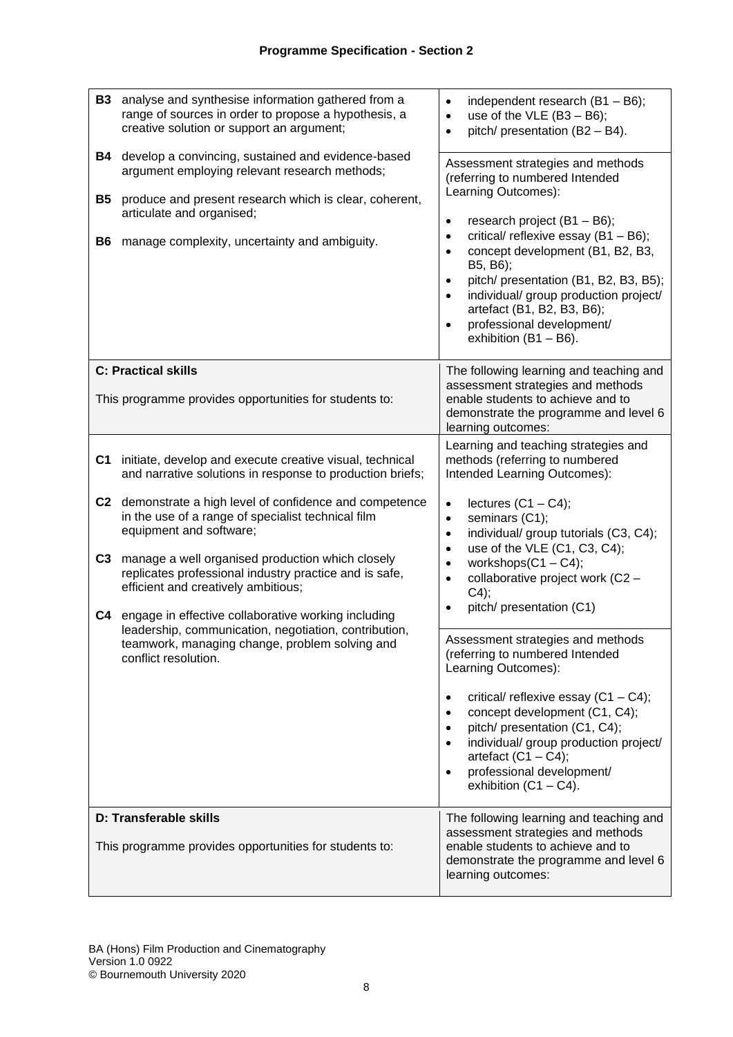| | |
|---|---|
| **B3** analyse and synthesise information gathered from a range of sources in order to propose a hypothesis, a creative solution or support an argument;<br><br>**B4** develop a convincing, sustained and evidence-based argument employing relevant research methods;<br><br>**B5** produce and present research which is clear, coherent, articulate and organised;<br><br>**B6** manage complexity, uncertainty and ambiguity. | • independent research (B1 – B6);<br>• use of the VLE (B3 – B6);<br>• pitch/ presentation (B2 – B4).<br><br>Assessment strategies and methods (referring to numbered Intended Learning Outcomes):<br><br>• research project (B1 – B6);<br>• critical/ reflexive essay (B1 – B6);<br>• concept development (B1, B2, B3, B5, B6);<br>• pitch/ presentation (B1, B2, B3, B5);<br>• individual/ group production project/ artefact (B1, B2, B3, B6);<br>• professional development/ exhibition (B1 – B6). |
| **C: Practical skills**<br><br>This programme provides opportunities for students to: | The following learning and teaching and assessment strategies and methods enable students to achieve and to demonstrate the programme and level 6 learning outcomes: |
| **C1** initiate, develop and execute creative visual, technical and narrative solutions in response to production briefs;<br><br>**C2** demonstrate a high level of confidence and competence in the use of a range of specialist technical film equipment and software;<br><br>**C3** manage a well organised production which closely replicates professional industry practice and is safe, efficient and creatively ambitious;<br><br>**C4** engage in effective collaborative working including leadership, communication, negotiation, contribution, teamwork, managing change, problem solving and conflict resolution. | Learning and teaching strategies and methods (referring to numbered Intended Learning Outcomes):<br><br>• lectures (C1 – C4);<br>• seminars (C1);<br>• individual/ group tutorials (C3, C4);<br>• use of the VLE (C1, C3, C4);<br>• workshops(C1 – C4);<br>• collaborative project work (C2 – C4);<br>• pitch/ presentation (C1)<br><br>Assessment strategies and methods (referring to numbered Intended Learning Outcomes):<br><br>• critical/ reflexive essay (C1 – C4);<br>• concept development (C1, C4);<br>• pitch/ presentation (C1, C4);<br>• individual/ group production project/ artefact (C1 – C4);<br>• professional development/ exhibition (C1 – C4). |
| **D: Transferable skills**<br><br>This programme provides opportunities for students to: | The following learning and teaching and assessment strategies and methods enable students to achieve and to demonstrate the programme and level 6 learning outcomes: |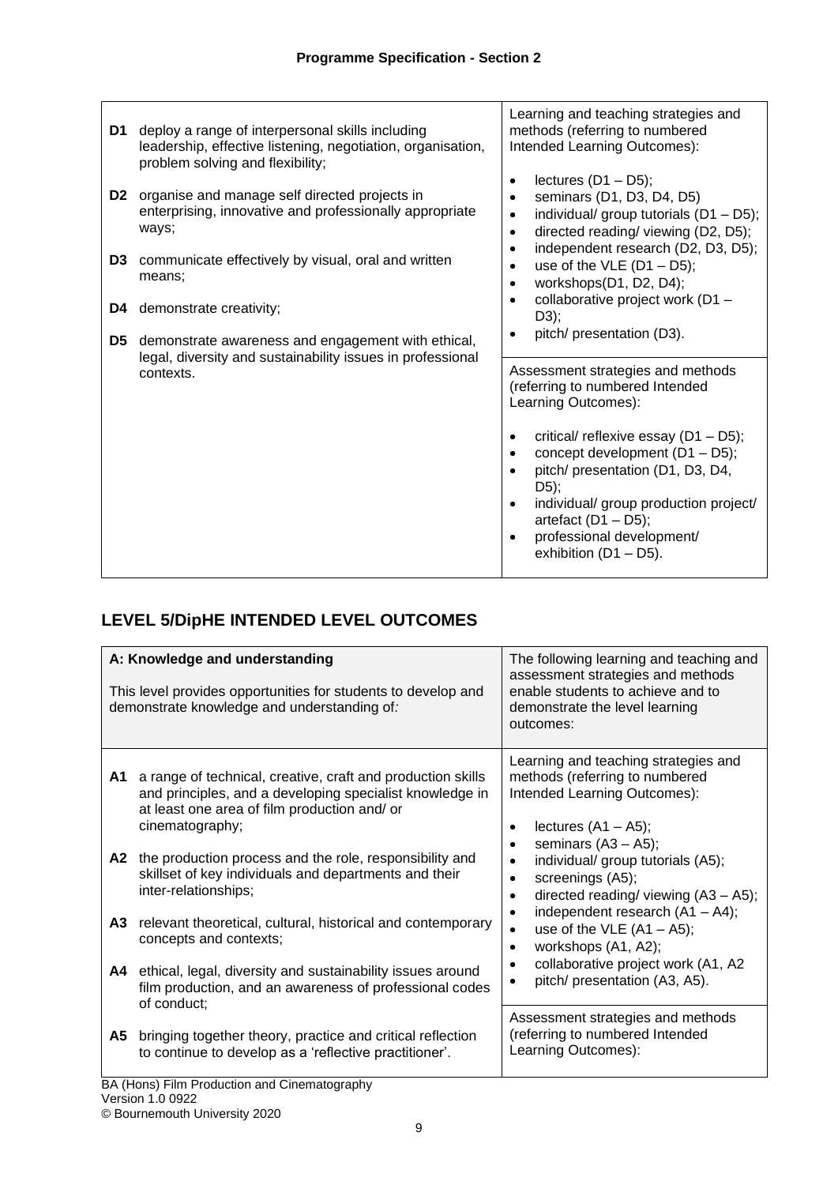| | |
|---|---|
| **D1** deploy a range of interpersonal skills including leadership, effective listening, negotiation, organisation, problem solving and flexibility;<br><br>**D2** organise and manage self directed projects in enterprising, innovative and professionally appropriate ways;<br><br>**D3** communicate effectively by visual, oral and written means;<br><br>**D4** demonstrate creativity;<br><br>**D5** demonstrate awareness and engagement with ethical, legal, diversity and sustainability issues in professional contexts. | Learning and teaching strategies and methods (referring to numbered Intended Learning Outcomes):<br><br>• lectures (D1 – D5);<br>• seminars (D1, D3, D4, D5)<br>• individual/ group tutorials (D1 – D5);<br>• directed reading/ viewing (D2, D5);<br>• independent research (D2, D3, D5);<br>• use of the VLE (D1 – D5);<br>• workshops(D1, D2, D4);<br>• collaborative project work (D1 – D3);<br>• pitch/ presentation (D3). |
| | Assessment strategies and methods (referring to numbered Intended Learning Outcomes):<br><br>• critical/ reflexive essay (D1 – D5);<br>• concept development (D1 – D5);<br>• pitch/ presentation (D1, D3, D4, D5);<br>• individual/ group production project/ artefact (D1 – D5);<br>• professional development/ exhibition (D1 – D5). |

## LEVEL 5/DipHE INTENDED LEVEL OUTCOMES

| **A: Knowledge and understanding**<br><br>This level provides opportunities for students to develop and demonstrate knowledge and understanding of: | The following learning and teaching and assessment strategies and methods enable students to achieve and to demonstrate the level learning outcomes: |
|---|---|
| **A1** a range of technical, creative, craft and production skills and principles, and a developing specialist knowledge in at least one area of film production and/ or cinematography;<br><br>**A2** the production process and the role, responsibility and skillset of key individuals and departments and their inter-relationships;<br><br>**A3** relevant theoretical, cultural, historical and contemporary concepts and contexts;<br><br>**A4** ethical, legal, diversity and sustainability issues around film production, and an awareness of professional codes of conduct;<br><br>**A5** bringing together theory, practice and critical reflection to continue to develop as a 'reflective practitioner'. | Learning and teaching strategies and methods (referring to numbered Intended Learning Outcomes):<br><br>• lectures (A1 – A5);<br>• seminars (A3 – A5);<br>• individual/ group tutorials (A5);<br>• screenings (A5);<br>• directed reading/ viewing (A3 – A5);<br>• independent research (A1 – A4);<br>• use of the VLE (A1 – A5);<br>• workshops (A1, A2);<br>• collaborative project work (A1, A2<br>• pitch/ presentation (A3, A5). |
| | Assessment strategies and methods (referring to numbered Intended Learning Outcomes): |

BA (Hons) Film Production and Cinematography
Version 1.0 0922
© Bournemouth University 2020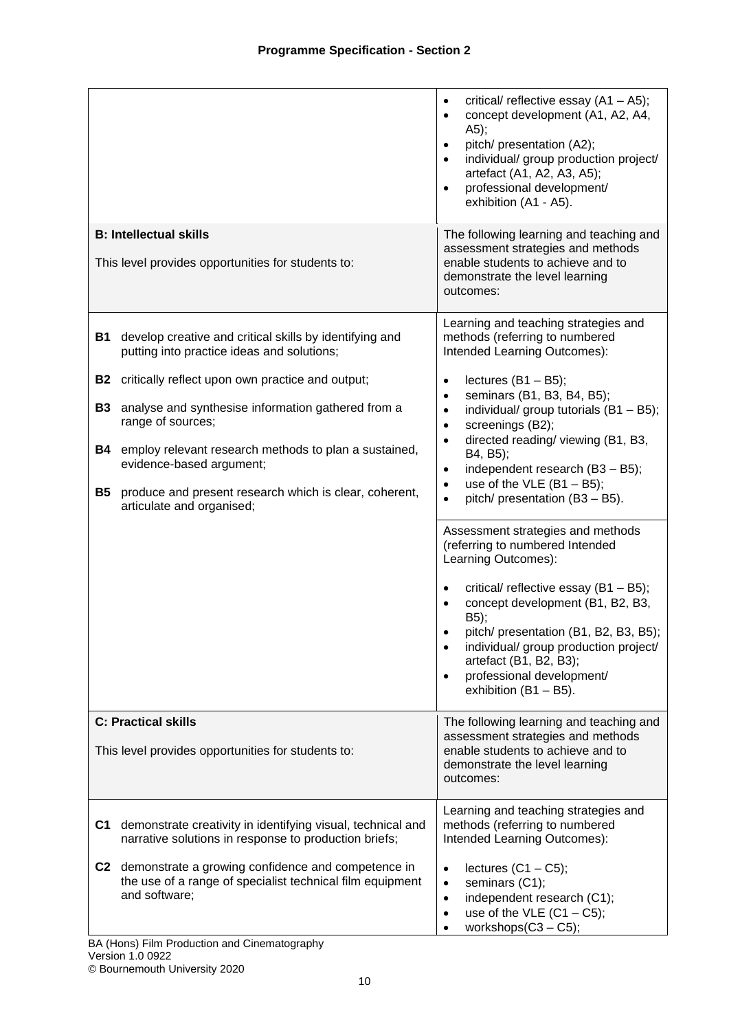| | |
|---|---|
| | • critical/ reflective essay (A1 – A5);<br>• concept development (A1, A2, A4, A5);<br>• pitch/ presentation (A2);<br>• individual/ group production project/ artefact (A1, A2, A3, A5);<br>• professional development/ exhibition (A1 - A5). |
| **B: Intellectual skills**<br><br>This level provides opportunities for students to: | The following learning and teaching and assessment strategies and methods enable students to achieve and to demonstrate the level learning outcomes: |
| **B1** develop creative and critical skills by identifying and putting into practice ideas and solutions;<br><br>**B2** critically reflect upon own practice and output;<br><br>**B3** analyse and synthesise information gathered from a range of sources;<br><br>**B4** employ relevant research methods to plan a sustained, evidence-based argument;<br><br>**B5** produce and present research which is clear, coherent, articulate and organised; | Learning and teaching strategies and methods (referring to numbered Intended Learning Outcomes):<br><br>• lectures (B1 – B5);<br>• seminars (B1, B3, B4, B5);<br>• individual/ group tutorials (B1 – B5);<br>• screenings (B2);<br>• directed reading/ viewing (B1, B3, B4, B5);<br>• independent research (B3 – B5);<br>• use of the VLE (B1 – B5);<br>• pitch/ presentation (B3 – B5).<br><br>Assessment strategies and methods (referring to numbered Intended Learning Outcomes):<br><br>• critical/ reflective essay (B1 – B5);<br>• concept development (B1, B2, B3, B5);<br>• pitch/ presentation (B1, B2, B3, B5);<br>• individual/ group production project/ artefact (B1, B2, B3);<br>• professional development/ exhibition (B1 – B5). |
| **C: Practical skills**<br><br>This level provides opportunities for students to: | The following learning and teaching and assessment strategies and methods enable students to achieve and to demonstrate the level learning outcomes: |
| **C1** demonstrate creativity in identifying visual, technical and narrative solutions in response to production briefs;<br><br>**C2** demonstrate a growing confidence and competence in the use of a range of specialist technical film equipment and software; | Learning and teaching strategies and methods (referring to numbered Intended Learning Outcomes):<br><br>• lectures (C1 – C5);<br>• seminars (C1);<br>• independent research (C1);<br>• use of the VLE (C1 – C5);<br>• workshops(C3 – C5); |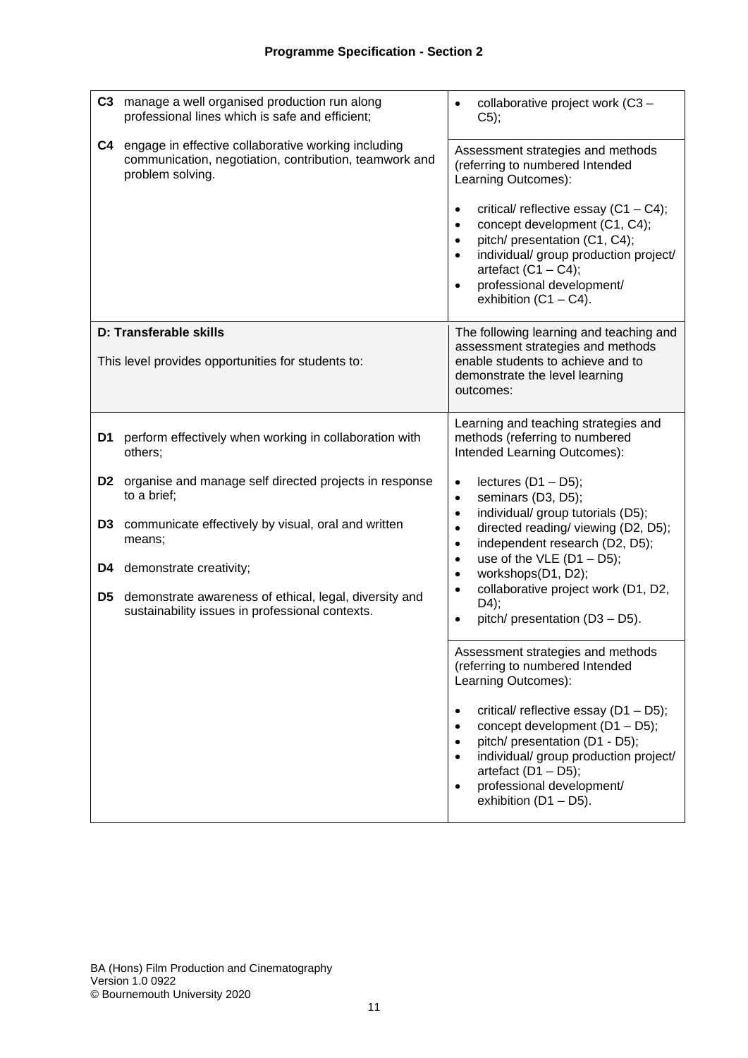| | |
|---|---|
| **C3** manage a well organised production run along professional lines which is safe and efficient;<br><br>**C4** engage in effective collaborative working including communication, negotiation, contribution, teamwork and problem solving. | • collaborative project work (C3 – C5);<br><br>Assessment strategies and methods (referring to numbered Intended Learning Outcomes):<br><br>• critical/ reflective essay (C1 – C4);<br>• concept development (C1, C4);<br>• pitch/ presentation (C1, C4);<br>• individual/ group production project/ artefact (C1 – C4);<br>• professional development/ exhibition (C1 – C4). |
| **D: Transferable skills**<br><br>This level provides opportunities for students to: | The following learning and teaching and assessment strategies and methods enable students to achieve and to demonstrate the level learning outcomes: |
| **D1** perform effectively when working in collaboration with others;<br><br>**D2** organise and manage self directed projects in response to a brief;<br><br>**D3** communicate effectively by visual, oral and written means;<br><br>**D4** demonstrate creativity;<br><br>**D5** demonstrate awareness of ethical, legal, diversity and sustainability issues in professional contexts. | Learning and teaching strategies and methods (referring to numbered Intended Learning Outcomes):<br><br>• lectures (D1 – D5);<br>• seminars (D3, D5);<br>• individual/ group tutorials (D5);<br>• directed reading/ viewing (D2, D5);<br>• independent research (D2, D5);<br>• use of the VLE (D1 – D5);<br>• workshops(D1, D2);<br>• collaborative project work (D1, D2, D4);<br>• pitch/ presentation (D3 – D5).<br><br>Assessment strategies and methods (referring to numbered Intended Learning Outcomes):<br><br>• critical/ reflective essay (D1 – D5);<br>• concept development (D1 – D5);<br>• pitch/ presentation (D1 - D5);<br>• individual/ group production project/ artefact (D1 – D5);<br>• professional development/ exhibition (D1 – D5). |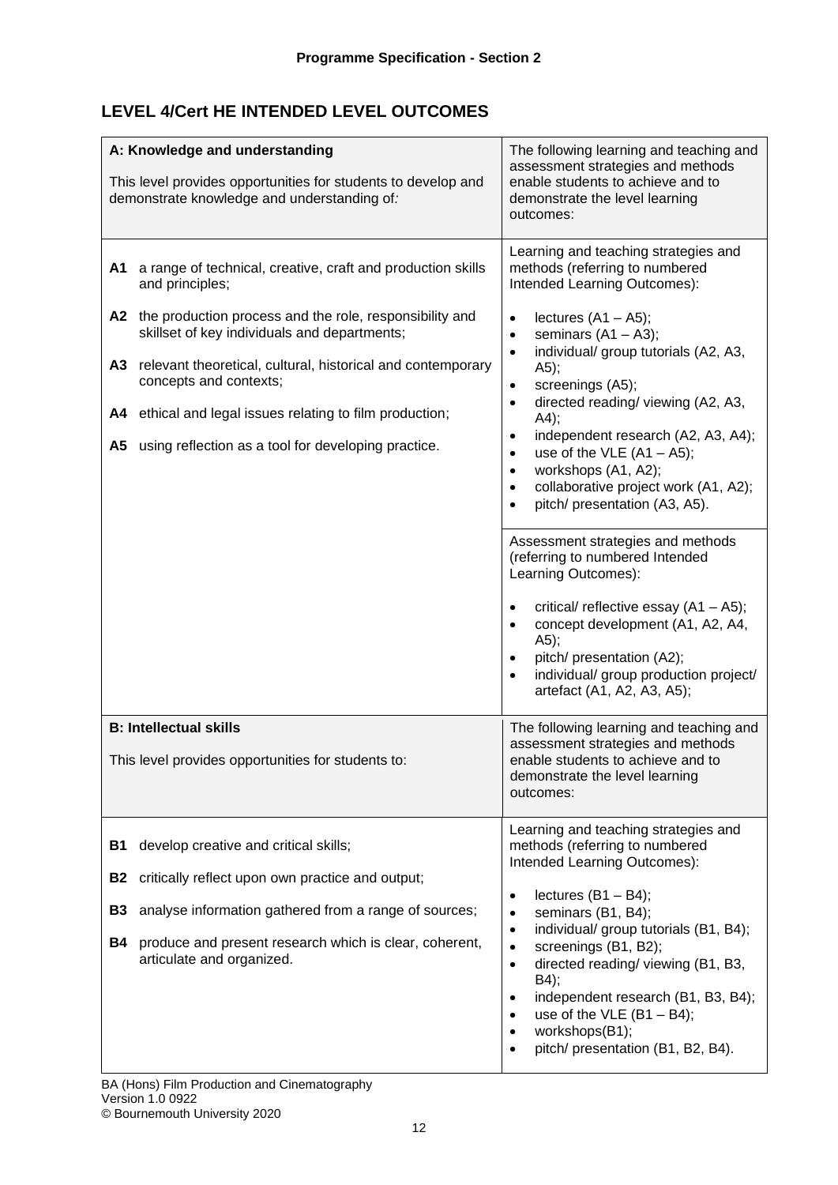## LEVEL 4/Cert HE INTENDED LEVEL OUTCOMES

| A: Knowledge and understanding<br><br>This level provides opportunities for students to develop and demonstrate knowledge and understanding of: | The following learning and teaching and assessment strategies and methods enable students to achieve and to demonstrate the level learning outcomes: |
|---|---|
| **A1** a range of technical, creative, craft and production skills and principles;<br><br>**A2** the production process and the role, responsibility and skillset of key individuals and departments;<br><br>**A3** relevant theoretical, cultural, historical and contemporary concepts and contexts;<br><br>**A4** ethical and legal issues relating to film production;<br><br>**A5** using reflection as a tool for developing practice. | Learning and teaching strategies and methods (referring to numbered Intended Learning Outcomes):<br><br>• lectures (A1 – A5);<br>• seminars (A1 – A3);<br>• individual/ group tutorials (A2, A3, A5);<br>• screenings (A5);<br>• directed reading/ viewing (A2, A3, A4);<br>• independent research (A2, A3, A4);<br>• use of the VLE (A1 – A5);<br>• workshops (A1, A2);<br>• collaborative project work (A1, A2);<br>• pitch/ presentation (A3, A5).<br><br>Assessment strategies and methods (referring to numbered Intended Learning Outcomes):<br><br>• critical/ reflective essay (A1 – A5);<br>• concept development (A1, A2, A4, A5);<br>• pitch/ presentation (A2);<br>• individual/ group production project/ artefact (A1, A2, A3, A5); |

| B: Intellectual skills<br><br>This level provides opportunities for students to: | The following learning and teaching and assessment strategies and methods enable students to achieve and to demonstrate the level learning outcomes: |
|---|---|
| **B1** develop creative and critical skills;<br><br>**B2** critically reflect upon own practice and output;<br><br>**B3** analyse information gathered from a range of sources;<br><br>**B4** produce and present research which is clear, coherent, articulate and organized. | Learning and teaching strategies and methods (referring to numbered Intended Learning Outcomes):<br><br>• lectures (B1 – B4);<br>• seminars (B1, B4);<br>• individual/ group tutorials (B1, B4);<br>• screenings (B1, B2);<br>• directed reading/ viewing (B1, B3, B4);<br>• independent research (B1, B3, B4);<br>• use of the VLE (B1 – B4);<br>• workshops(B1);<br>• pitch/ presentation (B1, B2, B4). |

BA (Hons) Film Production and Cinematography
Version 1.0 0922
© Bournemouth University 2020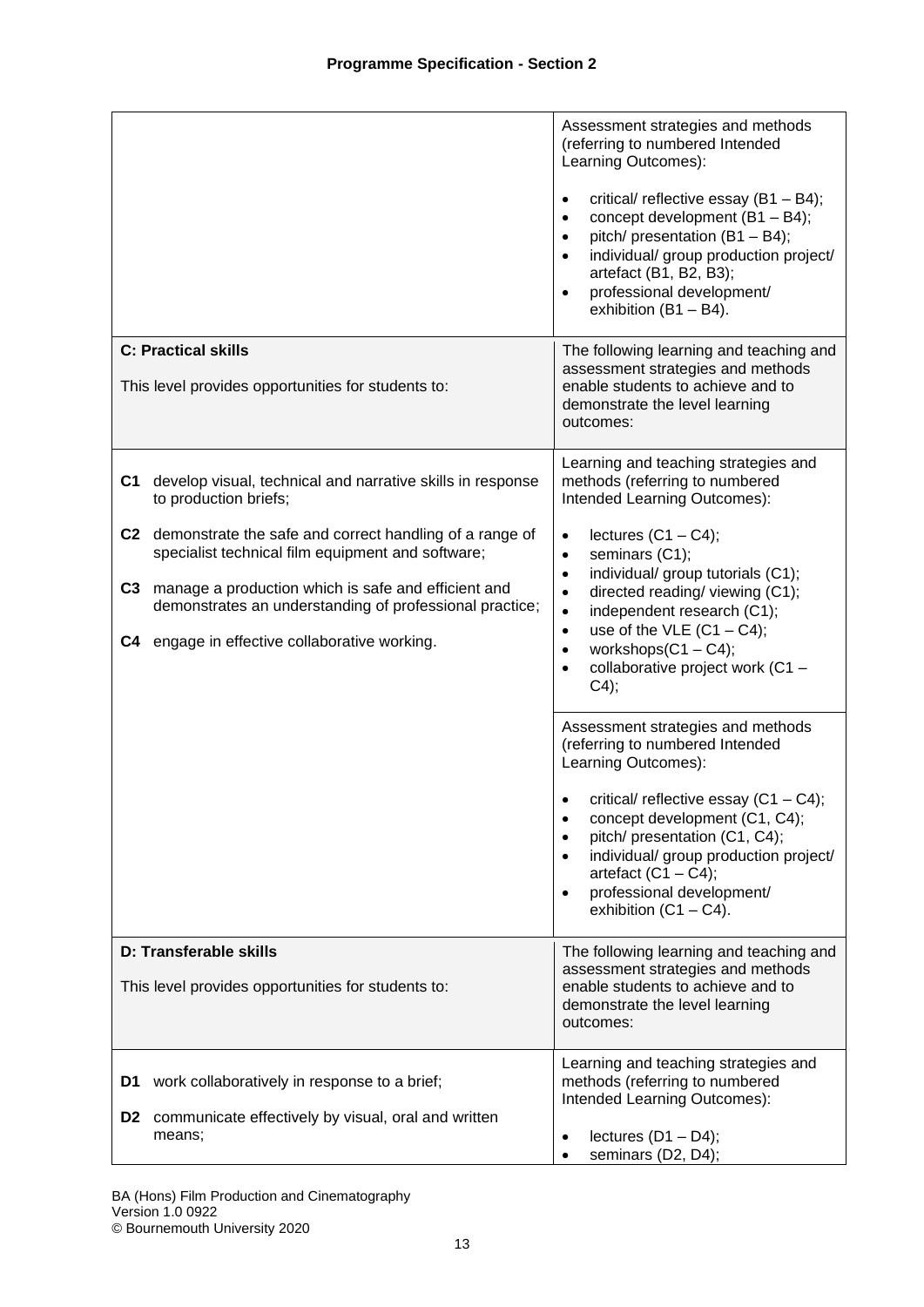| | |
|---|---|
| | Assessment strategies and methods (referring to numbered Intended Learning Outcomes):<br><br>• critical/ reflective essay (B1 – B4);<br>• concept development (B1 – B4);<br>• pitch/ presentation (B1 – B4);<br>• individual/ group production project/ artefact (B1, B2, B3);<br>• professional development/ exhibition (B1 – B4). |
| **C: Practical skills**<br><br>This level provides opportunities for students to: | The following learning and teaching and assessment strategies and methods enable students to achieve and to demonstrate the level learning outcomes: |
| **C1** develop visual, technical and narrative skills in response to production briefs;<br><br>**C2** demonstrate the safe and correct handling of a range of specialist technical film equipment and software;<br><br>**C3** manage a production which is safe and efficient and demonstrates an understanding of professional practice;<br><br>**C4** engage in effective collaborative working. | Learning and teaching strategies and methods (referring to numbered Intended Learning Outcomes):<br><br>• lectures (C1 – C4);<br>• seminars (C1);<br>• individual/ group tutorials (C1);<br>• directed reading/ viewing (C1);<br>• independent research (C1);<br>• use of the VLE (C1 – C4);<br>• workshops(C1 – C4);<br>• collaborative project work (C1 – C4); |
| | Assessment strategies and methods (referring to numbered Intended Learning Outcomes):<br><br>• critical/ reflective essay (C1 – C4);<br>• concept development (C1, C4);<br>• pitch/ presentation (C1, C4);<br>• individual/ group production project/ artefact (C1 – C4);<br>• professional development/ exhibition (C1 – C4). |
| **D: Transferable skills**<br><br>This level provides opportunities for students to: | The following learning and teaching and assessment strategies and methods enable students to achieve and to demonstrate the level learning outcomes: |
| **D1** work collaboratively in response to a brief;<br><br>**D2** communicate effectively by visual, oral and written means; | Learning and teaching strategies and methods (referring to numbered Intended Learning Outcomes):<br><br>• lectures (D1 – D4);<br>• seminars (D2, D4); |

BA (Hons) Film Production and Cinematography
Version 1.0 0922
© Bournemouth University 2020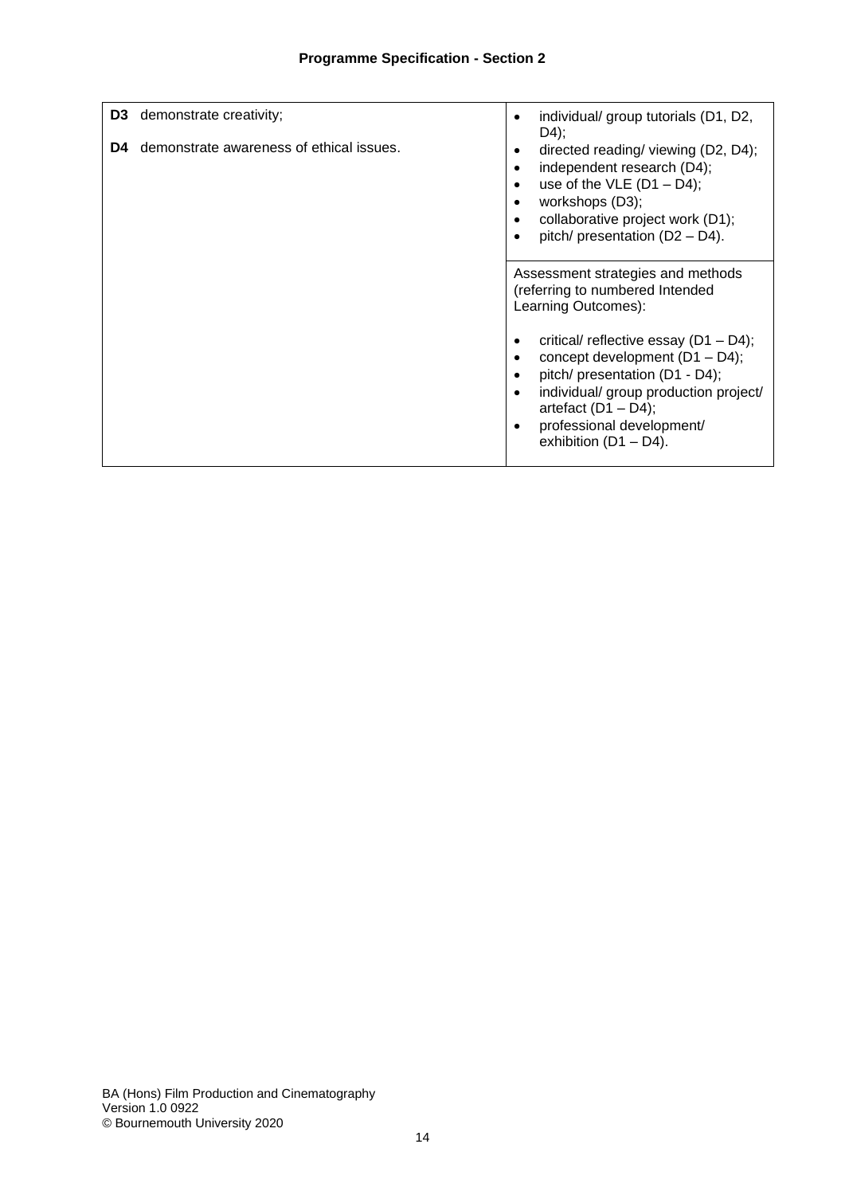| | |
|---|---|
| **D3** demonstrate creativity;<br><br>**D4** demonstrate awareness of ethical issues. | • individual/ group tutorials (D1, D2, D4);<br>• directed reading/ viewing (D2, D4);<br>• independent research (D4);<br>• use of the VLE (D1 – D4);<br>• workshops (D3);<br>• collaborative project work (D1);<br>• pitch/ presentation (D2 – D4). |
| | Assessment strategies and methods (referring to numbered Intended Learning Outcomes):<br><br>• critical/ reflective essay (D1 – D4);<br>• concept development (D1 – D4);<br>• pitch/ presentation (D1 - D4);<br>• individual/ group production project/ artefact (D1 – D4);<br>• professional development/ exhibition (D1 – D4). |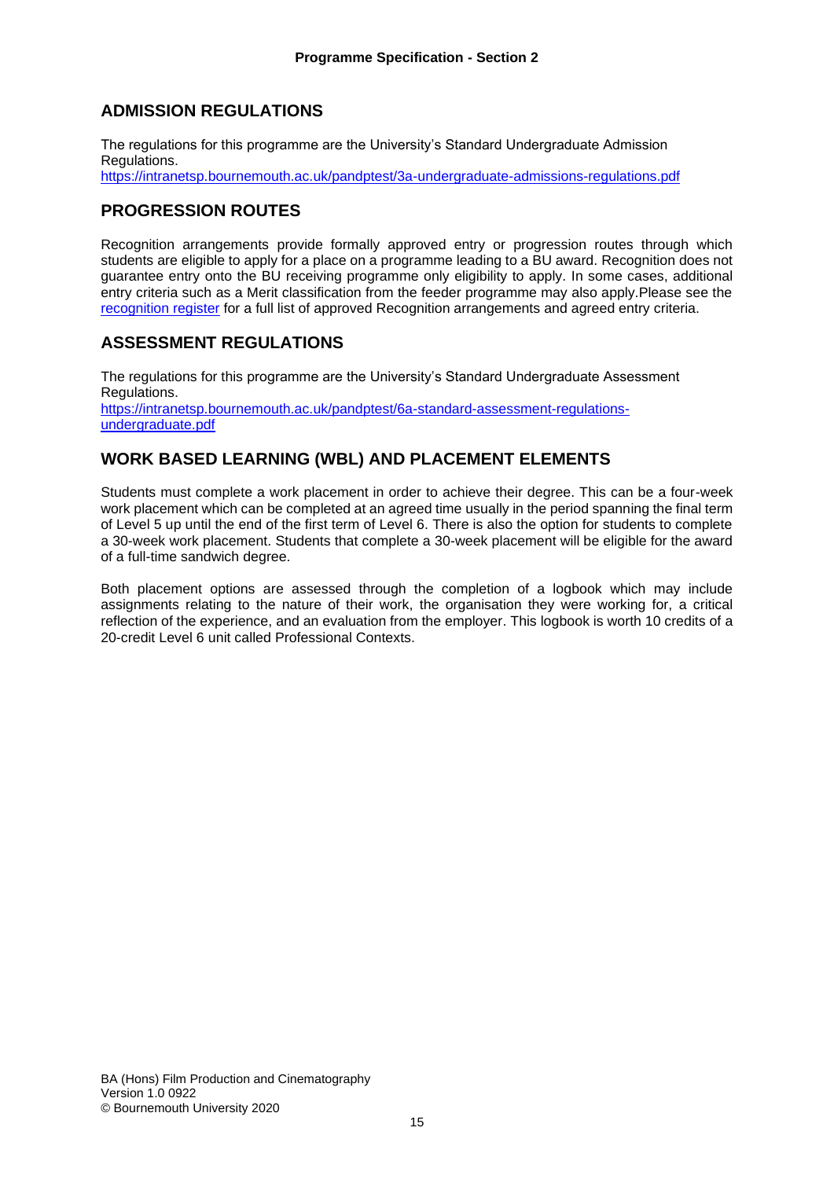## ADMISSION REGULATIONS

The regulations for this programme are the University's Standard Undergraduate Admission Regulations.
https://intranetsp.bournemouth.ac.uk/pandptest/3a-undergraduate-admissions-regulations.pdf

## PROGRESSION ROUTES

Recognition arrangements provide formally approved entry or progression routes through which students are eligible to apply for a place on a programme leading to a BU award. Recognition does not guarantee entry onto the BU receiving programme only eligibility to apply. In some cases, additional entry criteria such as a Merit classification from the feeder programme may also apply.Please see the recognition register for a full list of approved Recognition arrangements and agreed entry criteria.

## ASSESSMENT REGULATIONS

The regulations for this programme are the University's Standard Undergraduate Assessment Regulations.
https://intranetsp.bournemouth.ac.uk/pandptest/6a-standard-assessment-regulations-undergraduate.pdf

## WORK BASED LEARNING (WBL) AND PLACEMENT ELEMENTS

Students must complete a work placement in order to achieve their degree. This can be a four-week work placement which can be completed at an agreed time usually in the period spanning the final term of Level 5 up until the end of the first term of Level 6. There is also the option for students to complete a 30-week work placement. Students that complete a 30-week placement will be eligible for the award of a full-time sandwich degree.

Both placement options are assessed through the completion of a logbook which may include assignments relating to the nature of their work, the organisation they were working for, a critical reflection of the experience, and an evaluation from the employer. This logbook is worth 10 credits of a 20-credit Level 6 unit called Professional Contexts.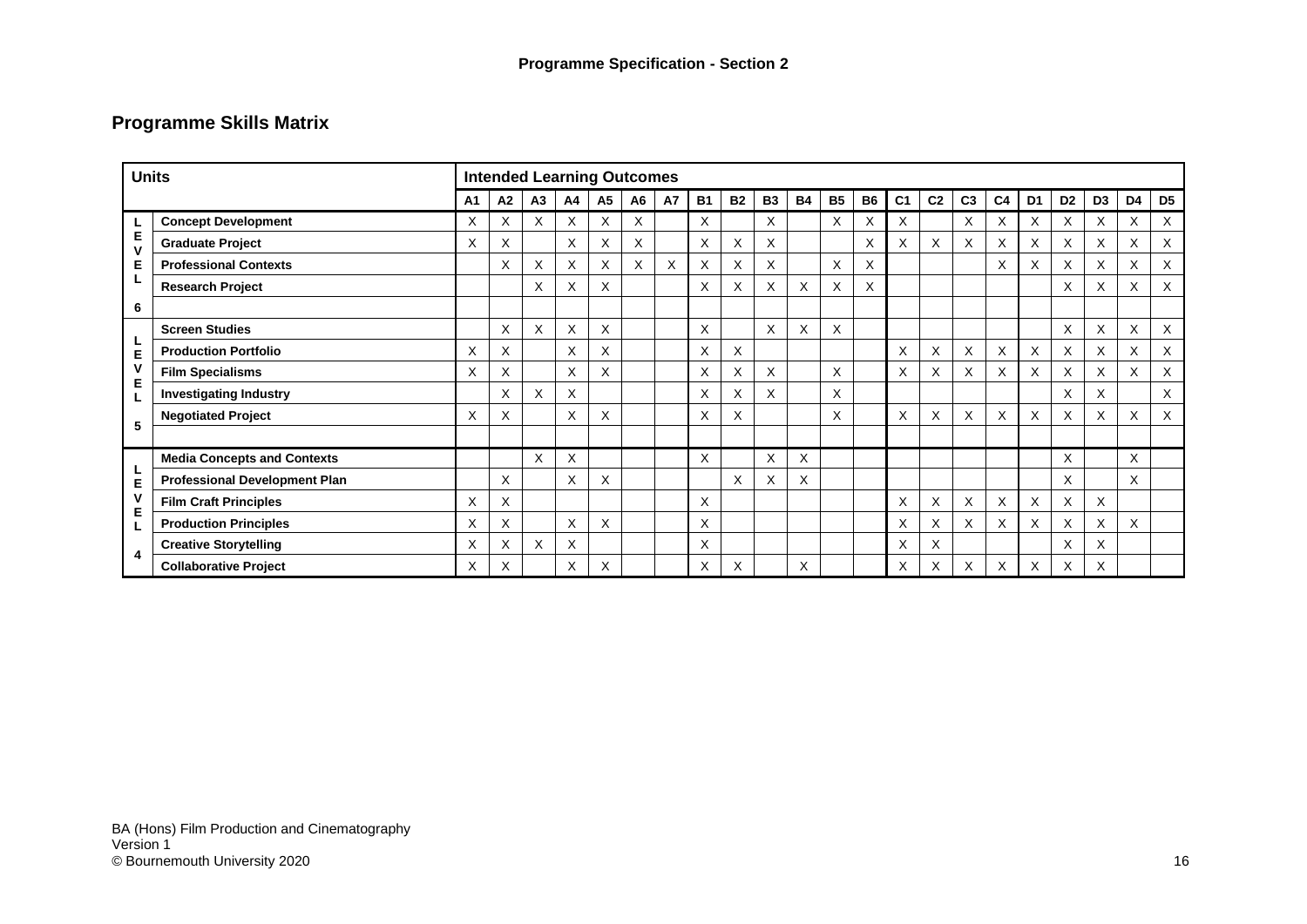**Programme Specification - Section 2**

## Programme Skills Matrix

| Units | | Intended Learning Outcomes | | | | | | | | | | | | | | | | | | | | | | |
|---|---|---|---|---|---|---|---|---|---|---|---|---|---|---|---|---|---|---|---|---|---|---|---|---|
| | | A1 | A2 | A3 | A4 | A5 | A6 | A7 | B1 | B2 | B3 | B4 | B5 | B6 | C1 | C2 | C3 | C4 | D1 | D2 | D3 | D4 | D5 |
| LEVEL 6 | Concept Development | X | X | X | X | X | X | | X | | X | | X | X | X | | X | X | X | X | X | X | X |
| | Graduate Project | X | X | | X | X | X | | X | X | X | | | X | X | X | X | X | X | X | X | X | X |
| | Professional Contexts | | X | X | X | X | X | X | X | X | X | | X | X | | | | X | X | X | X | X | X |
| | Research Project | | | X | X | X | | | X | X | X | X | X | X | | | | | | X | X | X | X |
| | | | | | | | | | | | | | | | | | | | | | | | |
| LEVEL 5 | Screen Studies | | X | X | X | X | | | X | | X | X | X | | | | | | | X | X | X | X |
| | Production Portfolio | X | X | | X | X | | | X | X | | | | | X | X | X | X | X | X | X | X | X |
| | Film Specialisms | X | X | | X | X | | | X | X | X | | X | | X | X | X | X | X | X | X | X | X |
| | Investigating Industry | | X | X | X | | | | X | X | X | | X | | | | | | | X | X | | X |
| | Negotiated Project | X | X | | X | X | | | X | X | | | X | | X | X | X | X | X | X | X | X | X |
| | | | | | | | | | | | | | | | | | | | | | | | |
| LEVEL 4 | Media Concepts and Contexts | | | X | X | | | | X | | X | X | | | | | | | | X | | X | |
| | Professional Development Plan | | X | | X | X | | | | X | X | X | | | | | | | | X | | X | |
| | Film Craft Principles | X | X | | | | | | X | | | | | | X | X | X | X | X | X | X | | |
| | Production Principles | X | X | | X | X | | | X | | | | | | X | X | X | X | X | X | X | X | |
| | Creative Storytelling | X | X | X | X | | | | X | | | | | | X | X | | | | X | X | | |
| | Collaborative Project | X | X | | X | X | | | X | X | | X | | | X | X | X | X | X | X | X | | |

BA (Hons) Film Production and Cinematography
Version 1
© Bournemouth University 2020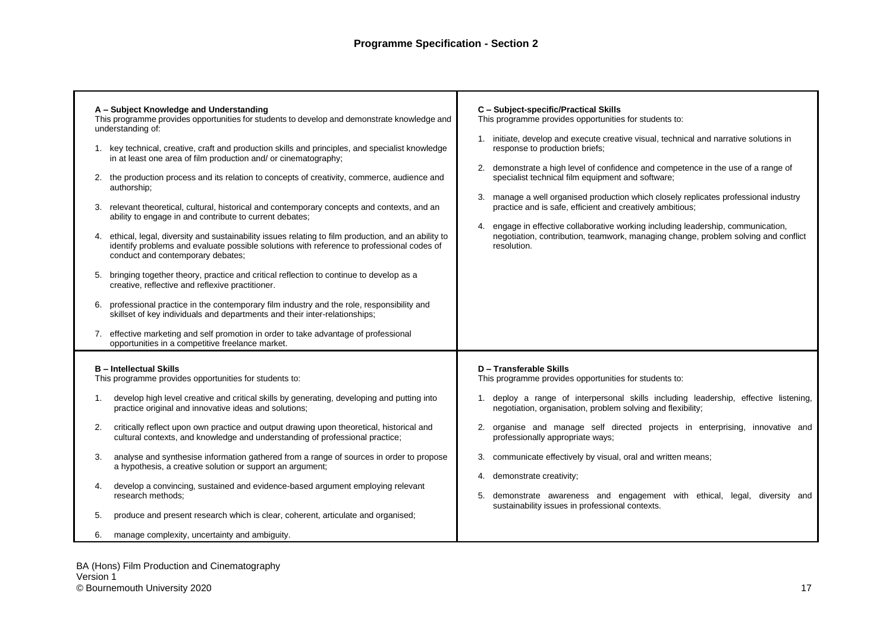## Programme Specification - Section 2

**A – Subject Knowledge and Understanding**
This programme provides opportunities for students to develop and demonstrate knowledge and understanding of:

1. key technical, creative, craft and production skills and principles, and specialist knowledge in at least one area of film production and/ or cinematography;
2. the production process and its relation to concepts of creativity, commerce, audience and authorship;
3. relevant theoretical, cultural, historical and contemporary concepts and contexts, and an ability to engage in and contribute to current debates;
4. ethical, legal, diversity and sustainability issues relating to film production, and an ability to identify problems and evaluate possible solutions with reference to professional codes of conduct and contemporary debates;
5. bringing together theory, practice and critical reflection to continue to develop as a creative, reflective and reflexive practitioner.
6. professional practice in the contemporary film industry and the role, responsibility and skillset of key individuals and departments and their inter-relationships;
7. effective marketing and self promotion in order to take advantage of professional opportunities in a competitive freelance market.

**C – Subject-specific/Practical Skills**
This programme provides opportunities for students to:

1. initiate, develop and execute creative visual, technical and narrative solutions in response to production briefs;
2. demonstrate a high level of confidence and competence in the use of a range of specialist technical film equipment and software;
3. manage a well organised production which closely replicates professional industry practice and is safe, efficient and creatively ambitious;
4. engage in effective collaborative working including leadership, communication, negotiation, contribution, teamwork, managing change, problem solving and conflict resolution.

**B – Intellectual Skills**
This programme provides opportunities for students to:

1. develop high level creative and critical skills by generating, developing and putting into practice original and innovative ideas and solutions;
2. critically reflect upon own practice and output drawing upon theoretical, historical and cultural contexts, and knowledge and understanding of professional practice;
3. analyse and synthesise information gathered from a range of sources in order to propose a hypothesis, a creative solution or support an argument;
4. develop a convincing, sustained and evidence-based argument employing relevant research methods;
5. produce and present research which is clear, coherent, articulate and organised;
6. manage complexity, uncertainty and ambiguity.

**D – Transferable Skills**
This programme provides opportunities for students to:

1. deploy a range of interpersonal skills including leadership, effective listening, negotiation, organisation, problem solving and flexibility;
2. organise and manage self directed projects in enterprising, innovative and professionally appropriate ways;
3. communicate effectively by visual, oral and written means;
4. demonstrate creativity;
5. demonstrate awareness and engagement with ethical, legal, diversity and sustainability issues in professional contexts.